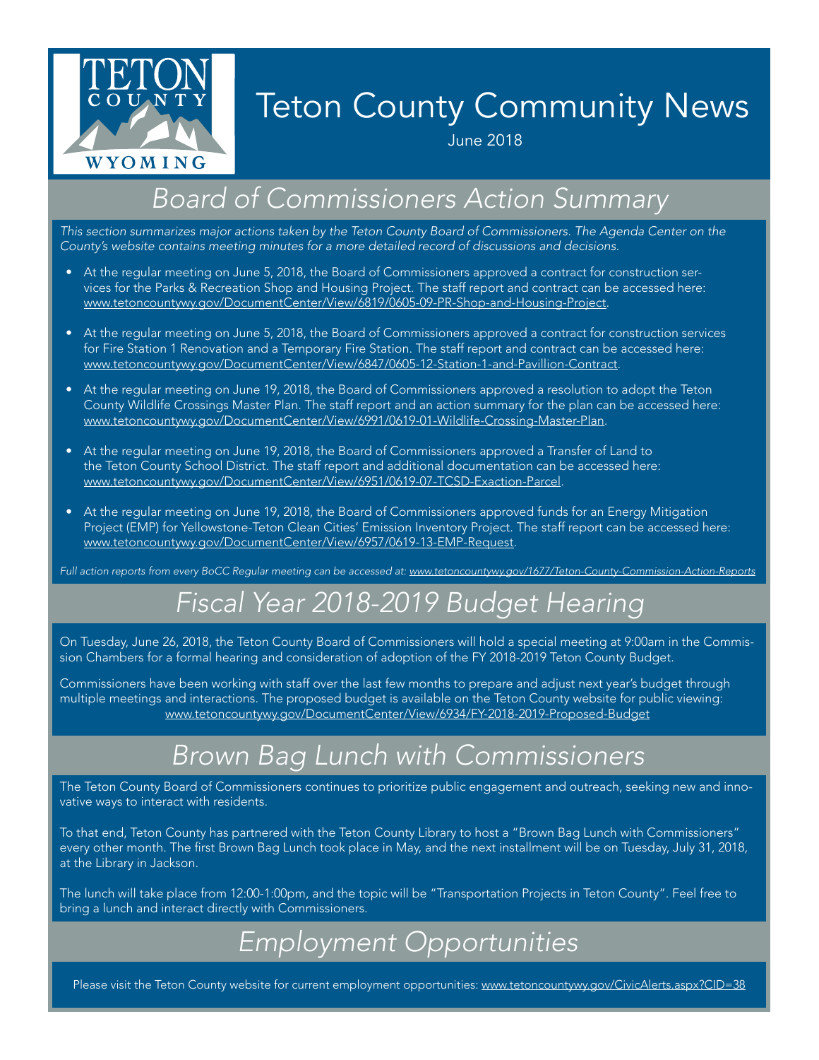# Teton County Community News

June 2018

## *Board of Commissioners Action Summary*

*This section summarizes major actions taken by the Teton County Board of Commissioners. The Agenda Center on the County's website contains meeting minutes for a more detailed record of discussions and decisions.*

- At the regular meeting on June 5, 2018, the Board of Commissioners approved a contract for construction services for the Parks & Recreation Shop and Housing Project. The staff report and contract can be accessed here: www.tetoncountywy.gov/DocumentCenter/View/6819/0605-09-PR-Shop-and-Housing-Project.
- At the regular meeting on June 5, 2018, the Board of Commissioners approved a contract for construction services for Fire Station 1 Renovation and a Temporary Fire Station. The staff report and contract can be accessed here: www.tetoncountywy.gov/DocumentCenter/View/6847/0605-12-Station-1-and-Pavillion-Contract.
- At the regular meeting on June 19, 2018, the Board of Commissioners approved a resolution to adopt the Teton County Wildlife Crossings Master Plan. The staff report and an action summary for the plan can be accessed here: www.tetoncountywy.gov/DocumentCenter/View/6991/0619-01-Wildlife-Crossing-Master-Plan.
- At the regular meeting on June 19, 2018, the Board of Commissioners approved a Transfer of Land to the Teton County School District. The staff report and additional documentation can be accessed here: www.tetoncountywy.gov/DocumentCenter/View/6951/0619-07-TCSD-Exaction-Parcel.
- At the regular meeting on June 19, 2018, the Board of Commissioners approved funds for an Energy Mitigation Project (EMP) for Yellowstone-Teton Clean Cities' Emission Inventory Project. The staff report can be accessed here: www.tetoncountywy.gov/DocumentCenter/View/6957/0619-13-EMP-Request.

*Full action reports from every BoCC Regular meeting can be accessed at: www.tetoncountywy.gov/1677/Teton-County-Commission-Action-Reports*

## *Fiscal Year 2018-2019 Budget Hearing*

On Tuesday, June 26, 2018, the Teton County Board of Commissioners will hold a special meeting at 9:00am in the Commission Chambers for a formal hearing and consideration of adoption of the FY 2018-2019 Teton County Budget.

Commissioners have been working with staff over the last few months to prepare and adjust next year's budget through multiple meetings and interactions. The proposed budget is available on the Teton County website for public viewing: www.tetoncountywy.gov/DocumentCenter/View/6934/FY-2018-2019-Proposed-Budget

## *Brown Bag Lunch with Commissioners*

The Teton County Board of Commissioners continues to prioritize public engagement and outreach, seeking new and innovative ways to interact with residents.

To that end, Teton County has partnered with the Teton County Library to host a "Brown Bag Lunch with Commissioners" every other month. The first Brown Bag Lunch took place in May, and the next installment will be on Tuesday, July 31, 2018, at the Library in Jackson.

The lunch will take place from 12:00-1:00pm, and the topic will be "Transportation Projects in Teton County". Feel free to bring a lunch and interact directly with Commissioners.

## *Employment Opportunities*

Please visit the Teton County website for current employment opportunities: www.tetoncountywy.gov/CivicAlerts.aspx?CID=38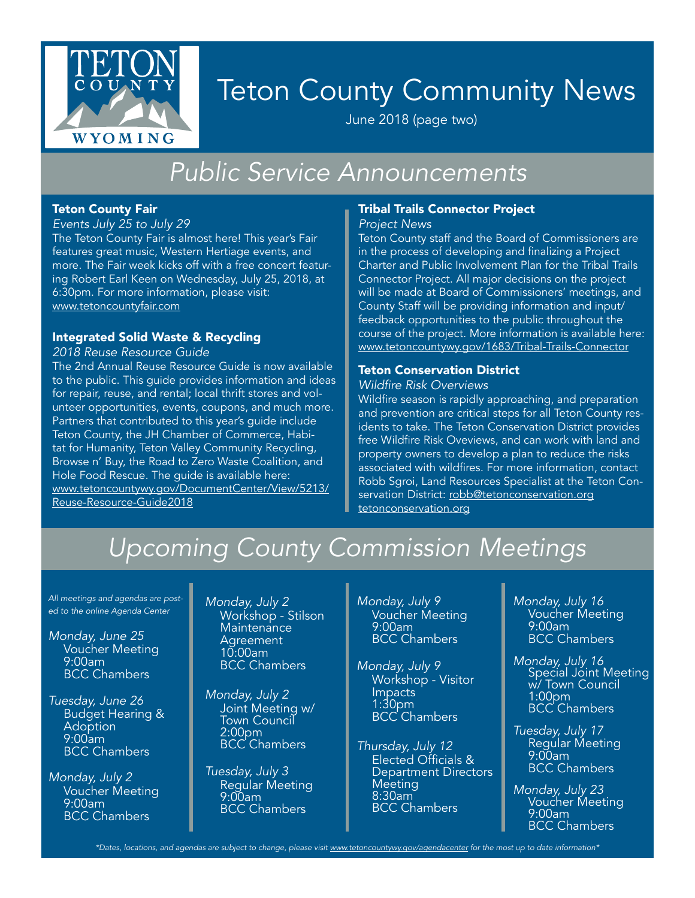# Teton County Community News

June 2018 (page two)

## *Public Service Announcements*

### Teton County Fair

*Events July 25 to July 29*

The Teton County Fair is almost here! This year's Fair features great music, Western Hertiage events, and more. The Fair week kicks off with a free concert featuring Robert Earl Keen on Wednesday, July 25, 2018, at 6:30pm. For more information, please visit: www.tetoncountyfair.com

### Integrated Solid Waste & Recycling

*2018 Reuse Resource Guide*

The 2nd Annual Reuse Resource Guide is now available to the public. This guide provides information and ideas for repair, reuse, and rental; local thrift stores and volunteer opportunities, events, coupons, and much more. Partners that contributed to this year's guide include Teton County, the JH Chamber of Commerce, Habitat for Humanity, Teton Valley Community Recycling, Browse n' Buy, the Road to Zero Waste Coalition, and Hole Food Rescue. The guide is available here: www.tetoncountywy.gov/DocumentCenter/View/5213/Reuse-Resource-Guide2018

### Tribal Trails Connector Project

*Project News*

Teton County staff and the Board of Commissioners are in the process of developing and finalizing a Project Charter and Public Involvement Plan for the Tribal Trails Connector Project. All major decisions on the project will be made at Board of Commissioners' meetings, and County Staff will be providing information and input/feedback opportunities to the public throughout the course of the project. More information is available here: www.tetoncountywy.gov/1683/Tribal-Trails-Connector

### Teton Conservation District

*Wildfire Risk Overviews*

Wildfire season is rapidly approaching, and preparation and prevention are critical steps for all Teton County residents to take. The Teton Conservation District provides free Wildfire Risk Oveviews, and can work with land and property owners to develop a plan to reduce the risks associated with wildfires. For more information, contact Robb Sgroi, Land Resources Specialist at the Teton Conservation District: robb@tetonconservation.org tetonconservation.org

## *Upcoming County Commission Meetings*

*All meetings and agendas are posted to the online Agenda Center*

*Monday, June 25*
Voucher Meeting
9:00am
BCC Chambers

*Tuesday, June 26*
Budget Hearing & Adoption
9:00am
BCC Chambers

*Monday, July 2*
Voucher Meeting
9:00am
BCC Chambers

*Monday, July 2*
Workshop - Stilson Maintenance Agreement
10:00am
BCC Chambers

*Monday, July 2*
Joint Meeting w/ Town Council
2:00pm
BCC Chambers

*Tuesday, July 3*
Regular Meeting
9:00am
BCC Chambers

*Monday, July 9*
Voucher Meeting
9:00am
BCC Chambers

*Monday, July 9*
Workshop - Visitor Impacts
1:30pm
BCC Chambers

*Thursday, July 12*
Elected Officials & Department Directors Meeting
8:30am
BCC Chambers

*Monday, July 16*
Voucher Meeting
9:00am
BCC Chambers

*Monday, July 16*
Special Joint Meeting w/ Town Council
1:00pm
BCC Chambers

*Tuesday, July 17*
Regular Meeting
9:00am
BCC Chambers

*Monday, July 23*
Voucher Meeting
9:00am
BCC Chambers

*\*Dates, locations, and agendas are subject to change, please visit www.tetoncountywy.gov/agendacenter for the most up to date information\**